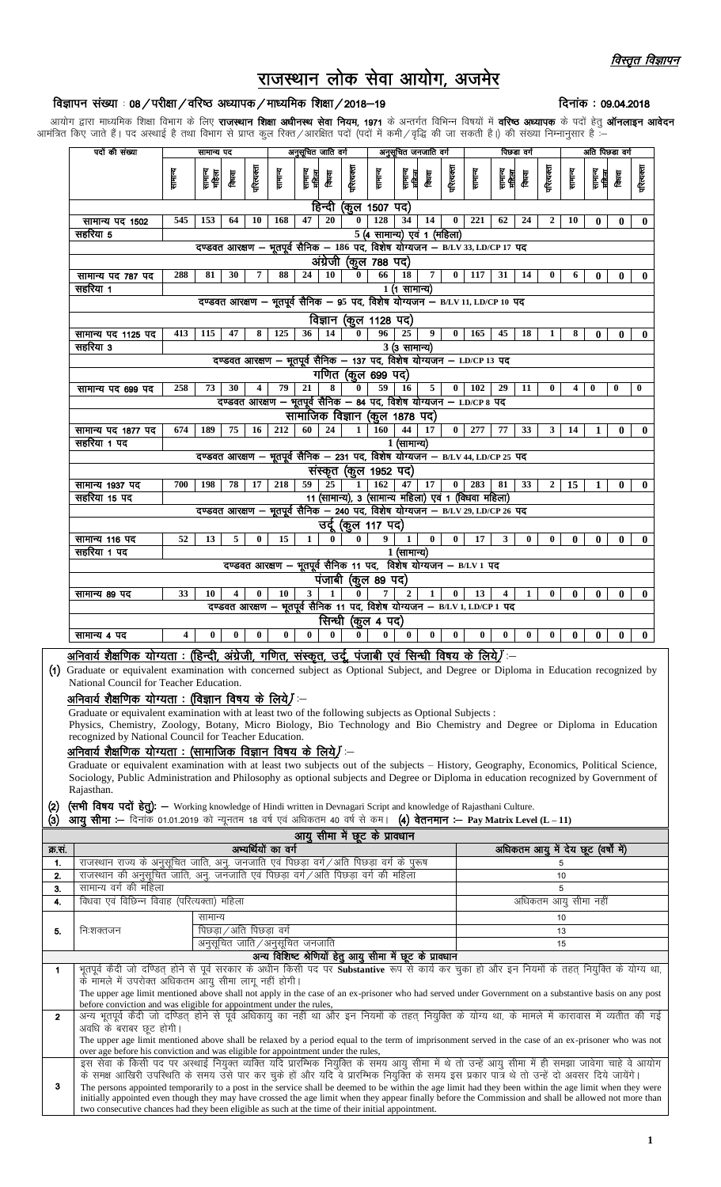*विस्तृत विज्ञापन*

# राजस्थान लोक सेवा आयोग, अजमेर

**विज्ञापन संख्या : 08/परीक्षा/वरिष्ठ अध्यापक/माध्यमिक शिक्षा/2018–19** **दिनांक : 09.04.2018**

आयोग द्वारा माध्यमिक शिक्षा विभाग के लिए **राजस्थान शिक्षा अधीनस्थ सेवा नियम, 1971** के अन्तर्गत विभिन्न विषयों में **वरिष्ठ अध्यापक** के पदों हेतु **ऑनलाइन आवेदन** आमंत्रित किए जाते हैं। पद अस्थाई है तथा विभाग से प्राप्त कुल रिक्त/आरक्षित पदों (पदों में कमी/वृद्धि की जा सकती है।) की संख्या निम्नानुसार है :–

| पदों की संख्या | सामान्य पद | | | | अनुसूचित जाति वर्ग | | | | अनुसूचित जनजाति वर्ग | | | | पिछड़ा वर्ग | | | | अति पिछड़ा वर्ग | | | |
|---|---|---|---|---|---|---|---|---|---|---|---|---|---|---|---|---|---|---|---|---|
| | सामान्य | सामान्य महिला | विधवा | परित्यक्ता | सामान्य | सामान्य महिला | विधवा | परित्यक्ता | सामान्य | सामान्य महिला | विधवा | परित्यक्ता | सामान्य | सामान्य महिला | विधवा | परित्यक्ता | सामान्य | सामान्य महिला | विधवा | परित्यक्ता |
| **हिन्दी (कुल 1507 पद)** | | | | | | | | | | | | | | | | | | | | |
| सामान्य पद 1502 | 545 | 153 | 64 | 10 | 168 | 47 | 20 | 0 | 128 | 34 | 14 | 0 | 221 | 62 | 24 | 2 | 10 | 0 | 0 | 0 |
| सहरिया 5 | 5 (4 सामान्य) एवं 1 (महिला) | | | | | | | | | | | | | | | | | | | |
| दण्डवत आरक्षण – भूतपूर्व सैनिक – 186 पद, विशेष योग्यजन – B/LV 33, LD/CP 17 पद | | | | | | | | | | | | | | | | | | | | |
| **अंग्रेजी (कुल 788 पद)** | | | | | | | | | | | | | | | | | | | | |
| सामान्य पद 787 पद | 288 | 81 | 30 | 7 | 88 | 24 | 10 | 0 | 66 | 18 | 7 | 0 | 117 | 31 | 14 | 0 | 6 | 0 | 0 | 0 |
| सहरिया 1 | 1 (1 सामान्य) | | | | | | | | | | | | | | | | | | | |
| दण्डवत आरक्षण – भूतपूर्व सैनिक – 95 पद, विशेष योग्यजन – B/LV 11, LD/CP 10 पद | | | | | | | | | | | | | | | | | | | | |
| **विज्ञान (कुल 1128 पद)** | | | | | | | | | | | | | | | | | | | | |
| सामान्य पद 1125 पद | 413 | 115 | 47 | 8 | 125 | 36 | 14 | 0 | 96 | 25 | 9 | 0 | 165 | 45 | 18 | 1 | 8 | 0 | 0 | 0 |
| सहरिया 3 | 3 (3 सामान्य) | | | | | | | | | | | | | | | | | | | |
| दण्डवत आरक्षण – भूतपूर्व सैनिक – 137 पद, विशेष योग्यजन – LD/CP 13 पद | | | | | | | | | | | | | | | | | | | | |
| **गणित (कुल 699 पद)** | | | | | | | | | | | | | | | | | | | | |
| सामान्य पद 699 पद | 258 | 73 | 30 | 4 | 79 | 21 | 8 | 0 | 59 | 16 | 5 | 0 | 102 | 29 | 11 | 0 | 4 | 0 | 0 | 0 |
| दण्डवत आरक्षण – भूतपूर्व सैनिक – 84 पद, विशेष योग्यजन – LD/CP 8 पद | | | | | | | | | | | | | | | | | | | | |
| **सामाजिक विज्ञान (कुल 1878 पद)** | | | | | | | | | | | | | | | | | | | | |
| सामान्य पद 1877 पद | 674 | 189 | 75 | 16 | 212 | 60 | 24 | 1 | 160 | 44 | 17 | 0 | 277 | 77 | 33 | 3 | 14 | 1 | 0 | 0 |
| सहरिया 1 पद | 1 (सामान्य) | | | | | | | | | | | | | | | | | | | |
| दण्डवत आरक्षण – भूतपूर्व सैनिक – 231 पद, विशेष योग्यजन – B/LV 44, LD/CP 25 पद | | | | | | | | | | | | | | | | | | | | |
| **संस्कृत (कुल 1952 पद)** | | | | | | | | | | | | | | | | | | | | |
| सामान्य 1937 पद | 700 | 198 | 78 | 17 | 218 | 59 | 25 | 1 | 162 | 47 | 17 | 0 | 283 | 81 | 33 | 2 | 15 | 1 | 0 | 0 |
| सहरिया 15 पद | 11 (सामान्य), 3 (सामान्य महिला) एवं 1 (विधवा महिला) | | | | | | | | | | | | | | | | | | | |
| दण्डवत आरक्षण – भूतपूर्व सैनिक – 240 पद, विशेष योग्यजन – B/LV 29, LD/CP 26 पद | | | | | | | | | | | | | | | | | | | | |
| **उर्दू (कुल 117 पद)** | | | | | | | | | | | | | | | | | | | | |
| सामान्य 116 पद | 52 | 13 | 5 | 0 | 15 | 1 | 0 | 0 | 9 | 1 | 0 | 0 | 17 | 3 | 0 | 0 | 0 | 0 | 0 | 0 |
| सहरिया 1 पद | 1 (सामान्य) | | | | | | | | | | | | | | | | | | | |
| दण्डवत आरक्षण – भूतपूर्व सैनिक 11 पद, विशेष योग्यजन – B/LV 1 पद | | | | | | | | | | | | | | | | | | | | |
| **पंजाबी (कुल 89 पद)** | | | | | | | | | | | | | | | | | | | | |
| सामान्य 89 पद | 33 | 10 | 4 | 0 | 10 | 3 | 1 | 0 | 7 | 2 | 1 | 0 | 13 | 4 | 1 | 0 | 0 | 0 | 0 | 0 |
| दण्डवत आरक्षण – भूतपूर्व सैनिक 11 पद, विशेष योग्यजन – B/LV 1, LD/CP 1 पद | | | | | | | | | | | | | | | | | | | | |
| **सिन्धी (कुल 4 पद)** | | | | | | | | | | | | | | | | | | | | |
| सामान्य 4 पद | 4 | 0 | 0 | 0 | 0 | 0 | 0 | 0 | 0 | 0 | 0 | 0 | 0 | 0 | 0 | 0 | 0 | 0 | 0 | 0 |

**अनिवार्य शैक्षणिक योग्यता : (हिन्दी, अंग्रेजी, गणित, संस्कृत, उर्दू, पंजाबी एवं सिन्धी विषय के लिये) :–**

**(1)** Graduate or equivalent examination with concerned subject as Optional Subject, and Degree or Diploma in Education recognized by National Council for Teacher Education.

**अनिवार्य शैक्षणिक योग्यता : (विज्ञान विषय के लिये) :–**

Graduate or equivalent examination with at least two of the following subjects as Optional Subjects :
Physics, Chemistry, Zoology, Botany, Micro Biology, Bio Technology and Bio Chemistry and Degree or Diploma in Education recognized by National Council for Teacher Education.

**अनिवार्य शैक्षणिक योग्यता : (सामाजिक विज्ञान विषय के लिये) :–**

Graduate or equivalent examination with at least two subjects out of the subjects – History, Geography, Economics, Political Science, Sociology, Public Administration and Philosophy as optional subjects and Degree or Diploma in education recognized by Government of Rajasthan.

**(2) (सभी विषय पदों हेतु):** – Working knowledge of Hindi written in Devnagari Script and knowledge of Rajasthani Culture.

**(3) आयु सीमा :–** दिनांक 01.01.2019 को न्यूनतम 18 वर्ष एवं अधिकतम 40 वर्ष से कम। **(4) वेतनमान :– Pay Matrix Level (L – 11)**

**आयु सीमा में छूट के प्रावधान**

| क्र.सं. | अभ्यर्थियों का वर्ग | | अधिकतम आयु में देय छूट (वर्षों में) |
|---|---|---|---|
| 1. | राजस्थान राज्य के अनुसूचित जाति, अनु. जनजाति एवं पिछड़ा वर्ग/अति पिछड़ा वर्ग के पुरूष | | 5 |
| 2. | राजस्थान की अनुसूचित जाति, अनु. जनजाति एवं पिछड़ा वर्ग/अति पिछड़ा वर्ग की महिला | | 10 |
| 3. | सामान्य वर्ग की महिला | | 5 |
| 4. | विधवा एवं विछिन्न विवाह (परित्यक्ता) महिला | | अधिकतम आयु सीमा नहीं |
| 5. | निःशक्तजन | सामान्य | 10 |
| | | पिछड़ा/अति पिछड़ा वर्ग | 13 |
| | | अनुसूचित जाति/अनुसूचित जनजाति | 15 |

**अन्य विशिष्ट श्रेणियों हेतु आयु सीमा में छूट के प्रावधान**

| | |
|---|---|
| 1 | भूतपूर्व कैदी जो दण्डित होने से पूर्व सरकार के अधीन किसी पद पर **Substantive** रूप से कार्य कर चुका हो और इन नियमों के तहत् नियुक्ति के योग्य था, के मामले में उपरोक्त अधिकतम आयु सीमा लागू नहीं होगी। The upper age limit mentioned above shall not apply in the case of an ex-prisoner who had served under Government on a substantive basis on any post before conviction and was eligible for appointment under the rules, |
| 2 | अन्य भूतपूर्व कैदी जो दण्डित होने से पूर्व अधिकायु का नहीं था और इन नियमों के तहत् नियुक्ति के योग्य था, के मामले में कारावास में व्यतीत की गई अवधि के बराबर छूट होगी। The upper age limit mentioned above shall be relaxed by a period equal to the term of imprisonment served in the case of an ex-prisoner who was not over age before his conviction and was eligible for appointment under the rules, |
| 3 | इस सेवा के किसी पद पर अस्थाई नियुक्त व्यक्ति यदि प्रारम्भिक नियुक्ति के समय आयु सीमा में थे तो उन्हें आयु सीमा में ही समझा जावेगा चाहे वे आयोग के समक्ष आखिरी उपस्थिति के समय उसे पार कर चुके हों और यदि वे प्रारम्भिक नियुक्ति के समय इस प्रकार पात्र थे तो उन्हें दो अवसर दिये जायेंगे। The persons appointed temporarily to a post in the service shall be deemed to be within the age limit had they been within the age limit when they were initially appointed even though they may have crossed the age limit when they appear finally before the Commission and shall be allowed not more than two consecutive chances had they been eligible as such at the time of their initial appointment. |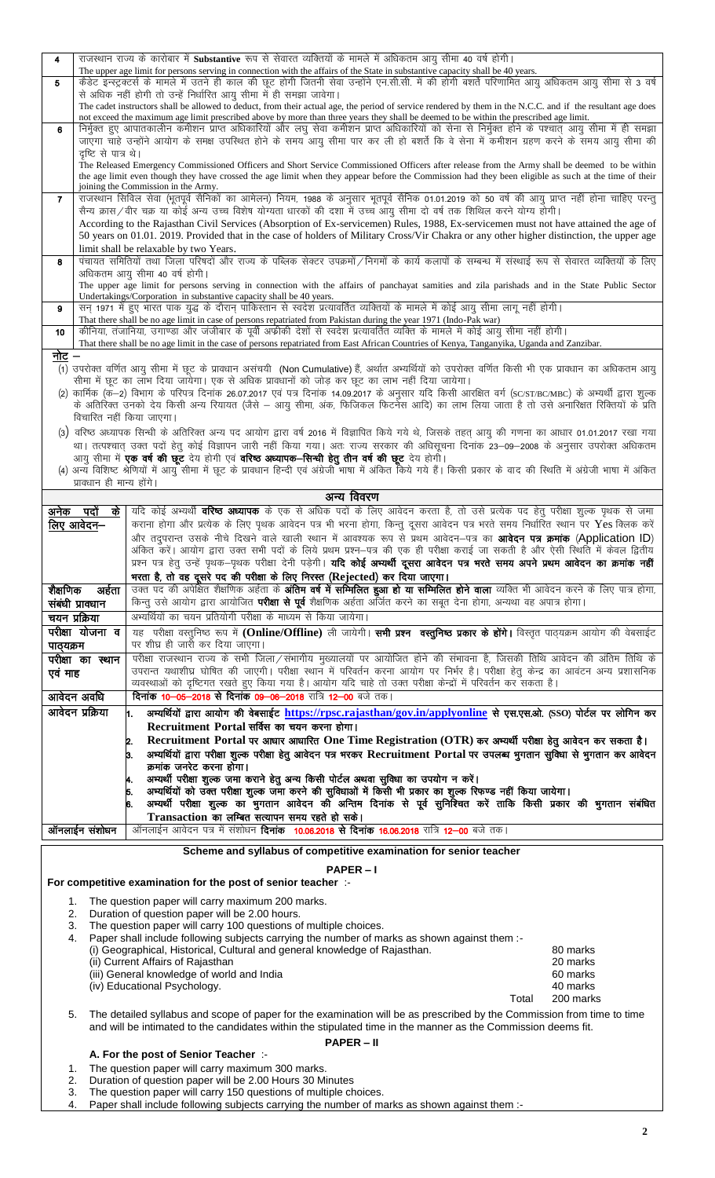| | |
|---|---|
| 4 | राजस्थान राज्य के कारोबार में **Substantive** रूप से सेवारत व्यक्तियों के मामले में अधिकतम आयु सीमा 40 वर्ष होगी।<br>The upper age limit for persons serving in connection with the affairs of the State in substantive capacity shall be 40 years. |
| 5 | कैडेट इन्स्ट्रक्टर्स के मामले में उतने ही काल की छूट होगी जितनी सेवा उन्होंने एन.सी.सी. में की होगी बशर्ते परिणामित आयु अधिकतम आयु सीमा से 3 वर्ष से अधिक नहीं होगी तो उन्हें निर्धारित आयु सीमा में ही समझा जावेगा।<br>The cadet instructors shall be allowed to deduct, from their actual age, the period of service rendered by them in the N.C.C. and if the resultant age does not exceed the maximum age limit prescribed above by more than three years they shall be deemed to be within the prescribed age limit. |
| 6 | निर्मुक्त हुए आपातकालीन कमीशन प्राप्त अधिकारियों और लघु सेवा कमीशन प्राप्त अधिकारियों को सेना से निर्मुक्त होने के पश्चात् आयु सीमा में ही समझा जाएगा चाहे उन्होंने आयोग के समक्ष उपस्थित होने के समय आयु सीमा पार कर ली हो बशर्ते कि वे सेना में कमीशन ग्रहण करने के समय आयु सीमा की दृष्टि से पात्र थे।<br>The Released Emergency Commissioned Officers and Short Service Commissioned Officers after release from the Army shall be deemed to be within the age limit even though they have crossed the age limit when they appear before the Commission had they been eligible as such at the time of their joining the Commission in the Army. |
| 7 | राजस्थान सिविल सेवा (भूतपूर्व सैनिकों का आमेलन) नियम, 1988 के अनुसार भूतपूर्व सैनिक 01.01.2019 को 50 वर्ष की आयु प्राप्त नहीं होना चाहिए परन्तु सैन्य क्रास/वीर चक्र या कोई अन्य उच्च विशेष योग्यता धारकों की दशा में उच्च आयु सीमा दो वर्ष तक शिथिल करने योग्य होगी।<br>According to the Rajasthan Civil Services (Absorption of Ex-servicemen) Rules, 1988, Ex-servicemen must not have attained the age of 50 years on 01.01. 2019. Provided that in the case of holders of Military Cross/Vir Chakra or any other higher distinction, the upper age limit shall be relaxable by two Years. |
| 8 | पंचायत समितियों तथा जिला परिषदों और राज्य के पब्लिक सेक्टर उपक्रमों/निगमों के कार्य कलापों के सम्बन्ध में संस्थाई रूप से सेवारत व्यक्तियों के लिए अधिकतम आयु सीमा 40 वर्ष होगी।<br>The upper age limit for persons serving in connection with the affairs of panchayat samities and zila parishads and in the State Public Sector Undertakings/Corporation in substantive capacity shall be 40 years. |
| 9 | सन् 1971 में हुए भारत पाक युद्ध के दौरान पाकिस्तान से स्वदेश प्रत्यावर्तित व्यक्तियों के मामले में कोई आयु सीमा लागू नहीं होगी।<br>That there shall be no age limit in case of persons repatriated from Pakistan during the year 1971 (Indo-Pak war) |
| 10 | कीनिया, तंजानिया, उगाण्डा और जंजीबार के पूर्वी अफ्रीकी देशों से स्वदेश प्रत्यावर्तित व्यक्ति के मामले में कोई आयु सीमा नहीं होगी।<br>That there shall be no age limit in the case of persons repatriated from East African Countries of Kenya, Tanganyika, Uganda and Zanzibar. |

**नोट –**

(1) उपरोक्त वर्णित आयु सीमा में छूट के प्रावधान असंचयी (Non Cumulative) हैं, अर्थात अभ्यर्थियों को उपरोक्त वर्णित किसी भी एक प्रावधान का अधिकतम आयु सीमा में छूट का लाभ दिया जायेगा। एक से अधिक प्रावधानों को जोड़ कर छूट का लाभ नहीं दिया जायेगा।

(2) कार्मिक (क–2) विभाग के परिपत्र दिनांक 26.07.2017 एवं पत्र दिनांक 14.09.2017 के अनुसार यदि किसी आरक्षित वर्ग (SC/ST/BC/MBC) के अभ्यर्थी द्वारा शुल्क के अतिरिक्त उनको देय किसी अन्य रियायत (जैसे – आयु सीमा, अंक, फिजिकल फिटनेस आदि) का लाभ लिया जाता है तो उसे अनारक्षित रिक्तियों के प्रति विचारित नहीं किया जाएगा।

(3) वरिष्ठ अध्यापक सिन्धी के अतिरिक्त अन्य पद जो आयोग द्वारा वर्ष 2016 में विज्ञापित किये गये थे, जिसके तहत् आयु की गणना का आधार 01.01.2017 रखा गया था। तत्पश्चात् उक्त पदों हेतु कोई विज्ञापन जारी नहीं किया गया। अतः राज्य सरकार की अधिसूचना दिनांक 23–09–2008 के अनुसार उपरोक्त अधिकतम आयु सीमा में **एक वर्ष की छूट** देय होगी एवं **वरिष्ठ अध्यापक–सिन्धी हेतु तीन वर्ष की छूट** देय होगी।

(4) अन्य विशिष्ट श्रेणियों में आयु सीमा में छूट के प्रावधान हिन्दी एवं अंग्रेजी भाषा में अंकित किये गये हैं। किसी प्रकार के वाद की स्थिति में अंग्रेजी भाषा में अंकित प्रावधान ही मान्य होंगे।

**अन्य विवरण**

| | |
|---|---|
| **अनेक पदों के लिए आवेदन–** | यदि कोई अभ्यर्थी **वरिष्ठ अध्यापक** के एक से अधिक पदों के लिए आवेदन करता है, तो उसे प्रत्येक पद हेतु परीक्षा शुल्क पृथक से जमा कराना होगा और प्रत्येक के लिए पृथक आवेदन पत्र भी भरना होगा, किन्तु दूसरा आवेदन पत्र भरते समय निर्धारित स्थान पर Yes क्लिक करें और तदुपरान्त उसके नीचे दिखने वाले खाली स्थान में आवश्यक रूप से प्रथम आवेदन–पत्र का **आवेदन पत्र क्रमांक** (Application ID) अंकित करें। आयोग द्वारा उक्त सभी पदों के लिये प्रथम प्रश्न–पत्र की एक ही परीक्षा कराई जा सकती है और ऐसी स्थिति में केवल द्वितीय प्रश्न पत्र हेतु उन्हें पृथक–पृथक परीक्षा देनी पड़ेगी। **यदि कोई अभ्यर्थी दूसरा आवेदन पत्र भरते समय अपने प्रथम आवेदन का क्रमांक नहीं भरता है, तो वह दूसरे पद की परीक्षा के लिए निरस्त (Rejected) कर दिया जाएगा।** |
| **शैक्षणिक अर्हता संबंधी प्रावधान** | उक्त पद की अपेक्षित शैक्षणिक अर्हता के **अंतिम वर्ष में सम्मिलित हुआ हो या सम्मिलित होने वाला** व्यक्ति भी आवेदन करने के लिए पात्र होगा, किन्तु उसे आयोग द्वारा आयोजित **परीक्षा से पूर्व** शैक्षणिक अर्हता अर्जित करने का सबूत देना होगा, अन्यथा वह अपात्र होगा। |
| **चयन प्रक्रिया** | अभ्यर्थियों का चयन प्रतियोगी परीक्षा के माध्यम से किया जायेगा। |
| **परीक्षा योजना व पाठ्यक्रम** | यह परीक्षा वस्तुनिष्ठ रूप में **(Online/Offline)** ली जायेगी। **सभी प्रश्न वस्तुनिष्ठ प्रकार के होंगे।** विस्तृत पाठ्यक्रम आयोग की वेबसाईट पर शीघ्र ही जारी कर दिया जाएगा। |
| **परीक्षा का स्थान एवं माह** | परीक्षा राजस्थान राज्य के सभी जिला/संभागीय मुख्यालयों पर आयोजित होने की संभावना है, जिसकी तिथि आवेदन की अंतिम तिथि के उपरान्त यथाशीघ्र घोषित की जाएगी। परीक्षा स्थान में परिवर्तन करना आयोग पर निर्भर है। परीक्षा हेतु केन्द्र का आवंटन अन्य प्रशासनिक व्यवस्थाओं को दृष्टिगत रखते हुए किया गया है। आयोग चाहे तो उक्त परीक्षा केन्द्रों में परिवर्तन कर सकता है। |
| **आवेदन अवधि** | **दिनांक 10–05–2018 से दिनांक 09–06–2018** रात्रि **12–00** बजे तक। |
| **आवेदन प्रक्रिया** | 1. **अभ्यर्थी द्वारा आयोग की वेबसाईट https://rpsc.rajasthan/gov.in/applyonline से एस.एस.ओ. (SSO) पोर्टल पर लोगिन कर Recruitment Portal सर्विस का चयन करना होगा।**<br>2. **Recruitment Portal पर आधार आधारित One Time Registration (OTR) कर अभ्यर्थी परीक्षा हेतु आवेदन कर सकता है।**<br>3. **अभ्यर्थियों द्वारा परीक्षा शुल्क परीक्षा हेतु आवेदन पत्र भरकर Recruitment Portal पर उपलब्ध भुगतान सुविधा से भुगतान कर आवेदन क्रमांक जनरेट करना होगा।**<br>4. **अभ्यर्थी परीक्षा शुल्क जमा कराने हेतु अन्य किसी पोर्टल अथवा सुविधा का उपयोग न करें।**<br>5. **अभ्यर्थियों को उक्त परीक्षा शुल्क जमा करने की सुविधाओं में किसी भी प्रकार का शुल्क रिफण्ड नहीं किया जायेगा।**<br>6. **अभ्यर्थी परीक्षा शुल्क का भुगतान आवेदन की अन्तिम दिनांक से पूर्व सुनिश्चित करें ताकि किसी प्रकार की भुगतान संबंधित Transaction का लम्बित सत्यापन समय रहते हो सके।** |
| **ऑनलाईन संशोधन** | ऑनलाईन आवेदन पत्र में संशोधन **दिनांक 10.06.2018 से दिनांक 16.06.2018** रात्रि **12–00** बजे तक। |

## Scheme and syllabus of competitive examination for senior teacher

### PAPER – I

**For competitive examination for the post of senior teacher** :-

1. The question paper will carry maximum 200 marks.
2. Duration of question paper will be 2.00 hours.
3. The question paper will carry 100 questions of multiple choices.
4. Paper shall include following subjects carrying the number of marks as shown against them :-

| | |
|---|---|
| (i) Geographical, Historical, Cultural and general knowledge of Rajasthan. | 80 marks |
| (ii) Current Affairs of Rajasthan | 20 marks |
| (iii) General knowledge of world and India | 60 marks |
| (iv) Educational Psychology. | 40 marks |
| Total | 200 marks |

5. The detailed syllabus and scope of paper for the examination will be as prescribed by the Commission from time to time and will be intimated to the candidates within the stipulated time in the manner as the Commission deems fit.

### PAPER – II

**A. For the post of Senior Teacher** :-

1. The question paper will carry maximum 300 marks.
2. Duration of question paper will be 2.00 Hours 30 Minutes
3. The question paper will carry 150 questions of multiple choices.
4. Paper shall include following subjects carrying the number of marks as shown against them :-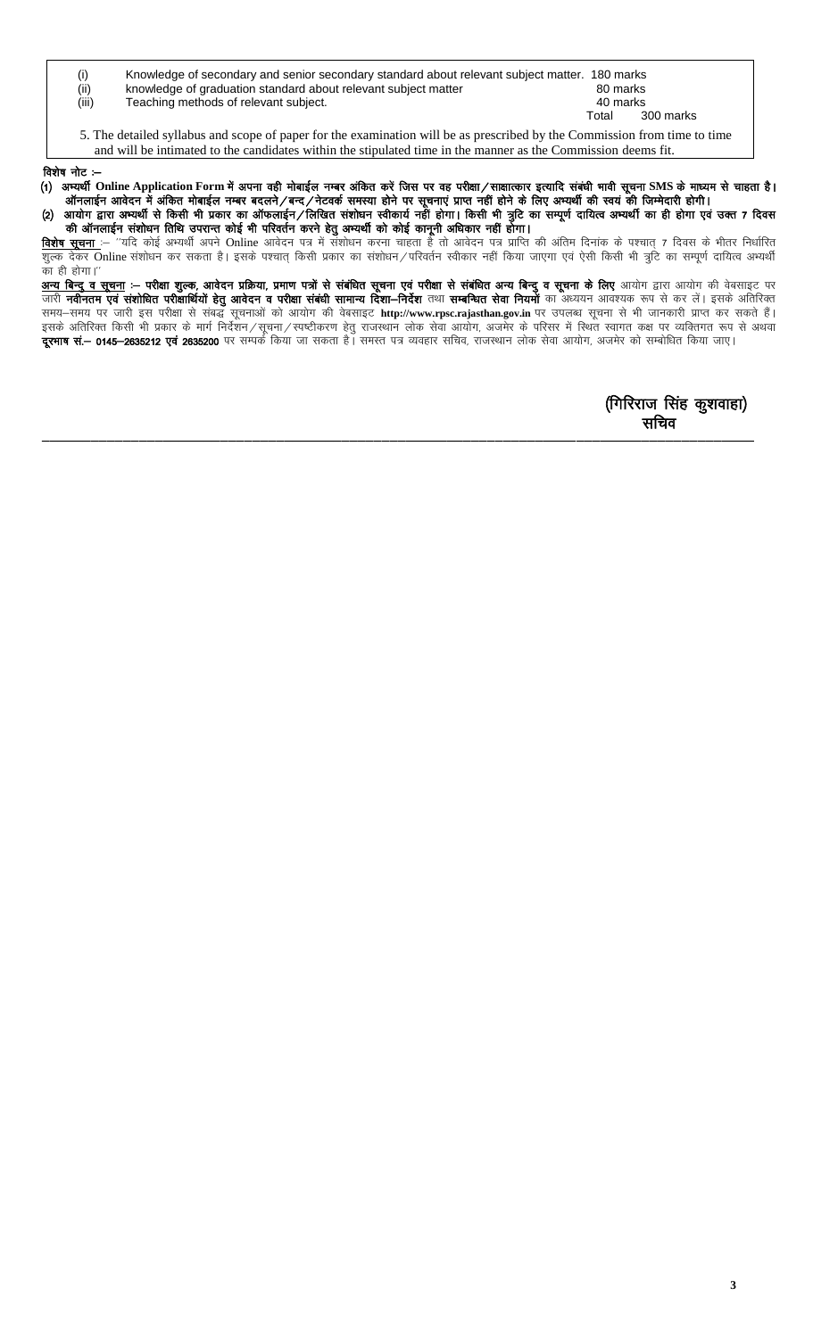| | | |
|---|---|---|
| (i) | Knowledge of secondary and senior secondary standard about relevant subject matter. | 180 marks |
| (ii) | knowledge of graduation standard about relevant subject matter | 80 marks |
| (iii) | Teaching methods of relevant subject. | 40 marks |
| | Total | 300 marks |

5. The detailed syllabus and scope of paper for the examination will be as prescribed by the Commission from time to time and will be intimated to the candidates within the stipulated time in the manner as the Commission deems fit.

**विशेष नोट :–**

**(1) अभ्यर्थी Online Application Form में अपना वही मोबाईल नम्बर अंकित करें जिस पर वह परीक्षा/साक्षात्कार इत्यादि संबंधी भावी सूचना SMS के माध्यम से चाहता है। ऑनलाईन आवेदन में अंकित मोबाईल नम्बर बदलने/बन्द/नेटवर्क समस्या होने पर सूचनाएं प्राप्त नहीं होने के लिए अभ्यर्थी की स्वयं की जिम्मेदारी होगी।**

**(2) आयोग द्वारा अभ्यर्थी से किसी भी प्रकार का ऑफलाईन/लिखित संशोधन स्वीकार्य नहीं होगा। किसी भी त्रुटि का सम्पूर्ण दायित्व अभ्यर्थी का ही होगा एवं उक्त 7 दिवस की ऑनलाईन संशोधन तिथि उपरान्त कोई भी परिवर्तन करने हेतु अभ्यर्थी को कोई कानूनी अधिकार नहीं होगा।**

**विशेष सूचना** :– ''यदि कोई अभ्यर्थी अपने Online आवेदन पत्र में संशोधन करना चाहता है तो आवेदन पत्र प्राप्ति की अंतिम दिनांक के पश्चात् 7 दिवस के भीतर निर्धारित शुल्क देकर Online संशोधन कर सकता है। इसके पश्चात् किसी प्रकार का संशोधन/परिवर्तन स्वीकार नहीं किया जाएगा एवं ऐसी किसी भी त्रुटि का सम्पूर्ण दायित्व अभ्यर्थी का ही होगा।''

**अन्य बिन्दु व सूचना :– परीक्षा शुल्क, आवेदन प्रक्रिया, प्रमाण पत्रों से संबंधित सूचना एवं परीक्षा से संबंधित अन्य बिन्दु व सूचना के लिए** आयोग द्वारा आयोग की वेबसाइट पर जारी **नवीनतम एवं संशोधित परीक्षार्थियों हेतु आवेदन व परीक्षा संबंधी सामान्य दिशा–निर्देश** तथा **सम्बन्धित सेवा नियमों** का अध्ययन आवश्यक रूप से कर लें। इसके अतिरिक्त समय–समय पर जारी इस परीक्षा से संबद्ध सूचनाओं को आयोग की वेबसाइट **http://www.rpsc.rajasthan.gov.in** पर उपलब्ध सूचना से भी जानकारी प्राप्त कर सकते हैं। इसके अतिरिक्त किसी भी प्रकार के मार्ग निर्देशन/सूचना/स्पष्टीकरण हेतु राजस्थान लोक सेवा आयोग, अजमेर के परिसर में स्थित स्वागत कक्ष पर व्यक्तिगत रूप से अथवा **दूरभाष सं.– 0145–2635212 एवं 2635200** पर सम्पर्क किया जा सकता है। समस्त पत्र व्यवहार सचिव, राजस्थान लोक सेवा आयोग, अजमेर को सम्बोधित किया जाए।

(गिरिराज सिंह कुशवाहा)
सचिव